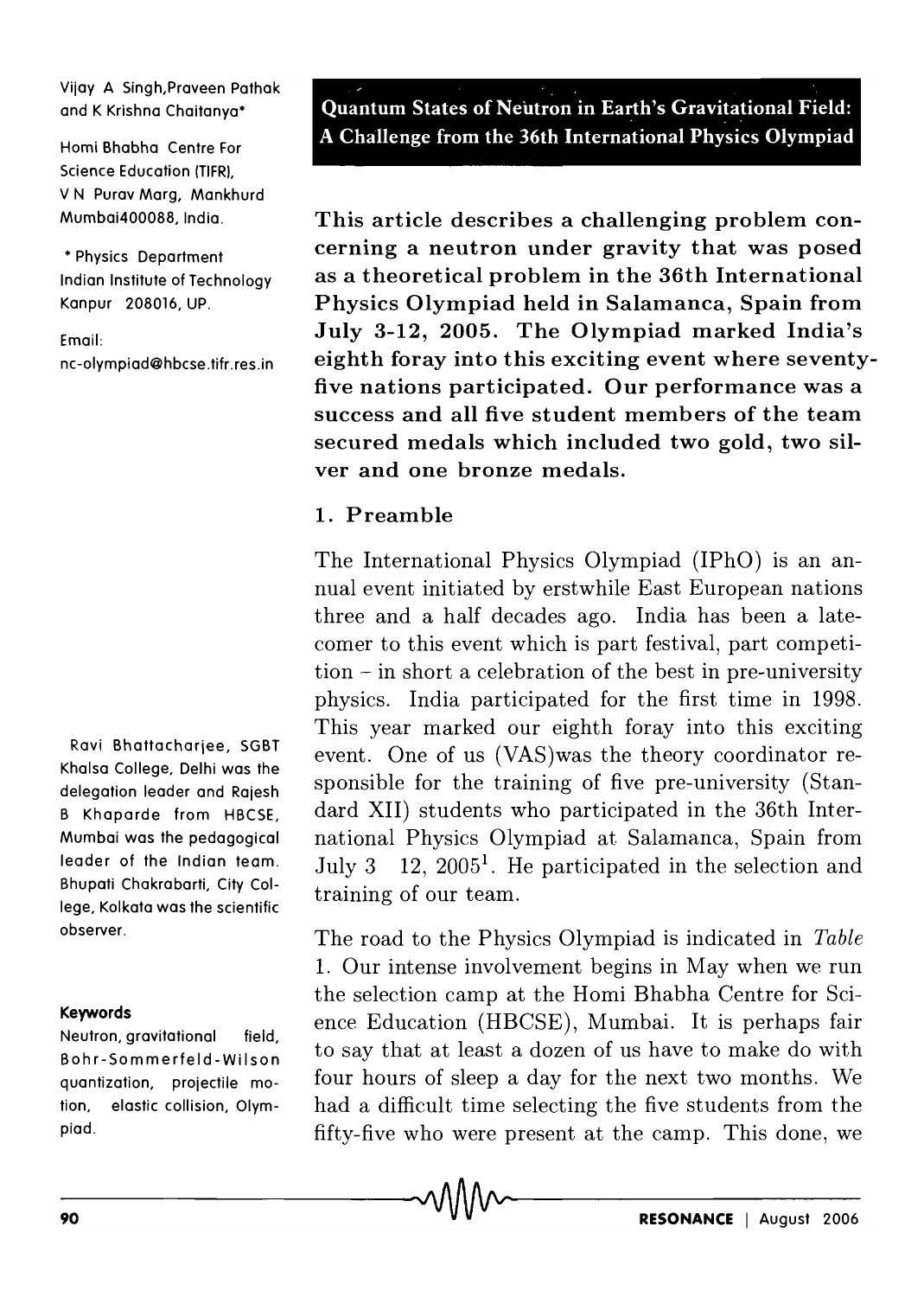Vijay A Singh, Praveen Pathak and K Krishna Chaitanya*

Homi Bhabha Centre For Science Education (TIFR), V N Purav Marg, Mankhurd Mumbai400088, India.

* Physics Department Indian Institute of Technology Kanpur 208016, UP.

Email: nc-olympiad@hbcse.tifr.res.in

# Quantum States of Neutron in Earth's Gravitational Field: A Challenge from the 36th International Physics Olympiad

**This article describes a challenging problem concerning a neutron under gravity that was posed as a theoretical problem in the 36th International Physics Olympiad held in Salamanca, Spain from July 3-12, 2005. The Olympiad marked India's eighth foray into this exciting event where seventy-five nations participated. Our performance was a success and all five student members of the team secured medals which included two gold, two silver and one bronze medals.**

## 1. Preamble

The International Physics Olympiad (IPhO) is an annual event initiated by erstwhile East European nations three and a half decades ago. India has been a latecomer to this event which is part festival, part competition – in short a celebration of the best in pre-university physics. India participated for the first time in 1998. This year marked our eighth foray into this exciting event. One of us (VAS)was the theory coordinator responsible for the training of five pre-university (Standard XII) students who participated in the 36th International Physics Olympiad at Salamanca, Spain from July 3 12, 2005[1]. He participated in the selection and training of our team.

Ravi Bhattacharjee, SGBT Khalsa College, Delhi was the delegation leader and Rajesh B Khaparde from HBCSE, Mumbai was the pedagogical leader of the Indian team. Bhupati Chakrabarti, City College, Kolkata was the scientific observer.

The road to the Physics Olympiad is indicated in *Table* 1. Our intense involvement begins in May when we run the selection camp at the Homi Bhabha Centre for Science Education (HBCSE), Mumbai. It is perhaps fair to say that at least a dozen of us have to make do with four hours of sleep a day for the next two months. We had a difficult time selecting the five students from the fifty-five who were present at the camp. This done, we

**Keywords**

Neutron, gravitational field, Bohr-Sommerfeld-Wilson quantization, projectile motion, elastic collision, Olympiad.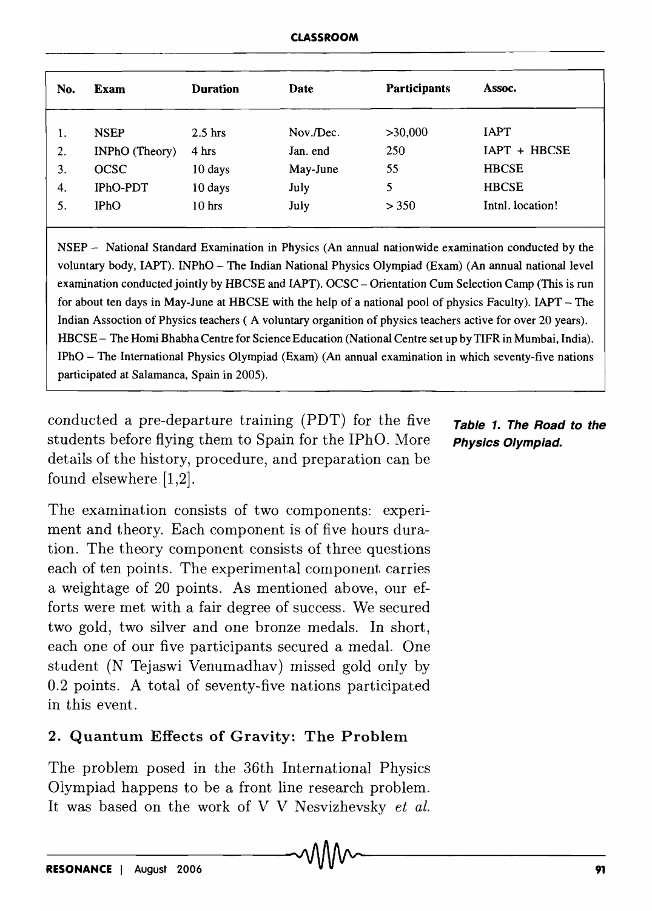| No. | Exam | Duration | Date | Participants | Assoc. |
|---|---|---|---|---|---|
| 1. | NSEP | 2.5 hrs | Nov./Dec. | >30,000 | IAPT |
| 2. | INPhO (Theory) | 4 hrs | Jan. end | 250 | IAPT + HBCSE |
| 3. | OCSC | 10 days | May-June | 55 | HBCSE |
| 4. | IPhO-PDT | 10 days | July | 5 | HBCSE |
| 5. | IPhO | 10 hrs | July | > 350 | Intnl. location! |

NSEP – National Standard Examination in Physics (An annual nationwide examination conducted by the voluntary body, IAPT). INPhO – The Indian National Physics Olympiad (Exam) (An annual national level examination conducted jointly by HBCSE and IAPT). OCSC – Orientation Cum Selection Camp (This is run for about ten days in May-June at HBCSE with the help of a national pool of physics Faculty). IAPT – The Indian Assoction of Physics teachers ( A voluntary organition of physics teachers active for over 20 years). HBCSE – The Homi Bhabha Centre for Science Education (National Centre set up by TIFR in Mumbai, India). IPhO – The International Physics Olympiad (Exam) (An annual examination in which seventy-five nations participated at Salamanca, Spain in 2005).

***Table 1. The Road to the Physics Olympiad.***

conducted a pre-departure training (PDT) for the five students before flying them to Spain for the IPhO. More details of the history, procedure, and preparation can be found elsewhere [1,2].

The examination consists of two components: experiment and theory. Each component is of five hours duration. The theory component consists of three questions each of ten points. The experimental component carries a weightage of 20 points. As mentioned above, our efforts were met with a fair degree of success. We secured two gold, two silver and one bronze medals. In short, each one of our five participants secured a medal. One student (N Tejaswi Venumadhav) missed gold only by 0.2 points. A total of seventy-five nations participated in this event.

## 2. Quantum Effects of Gravity: The Problem

The problem posed in the 36th International Physics Olympiad happens to be a front line research problem. It was based on the work of V V Nesvizhevsky *et al.*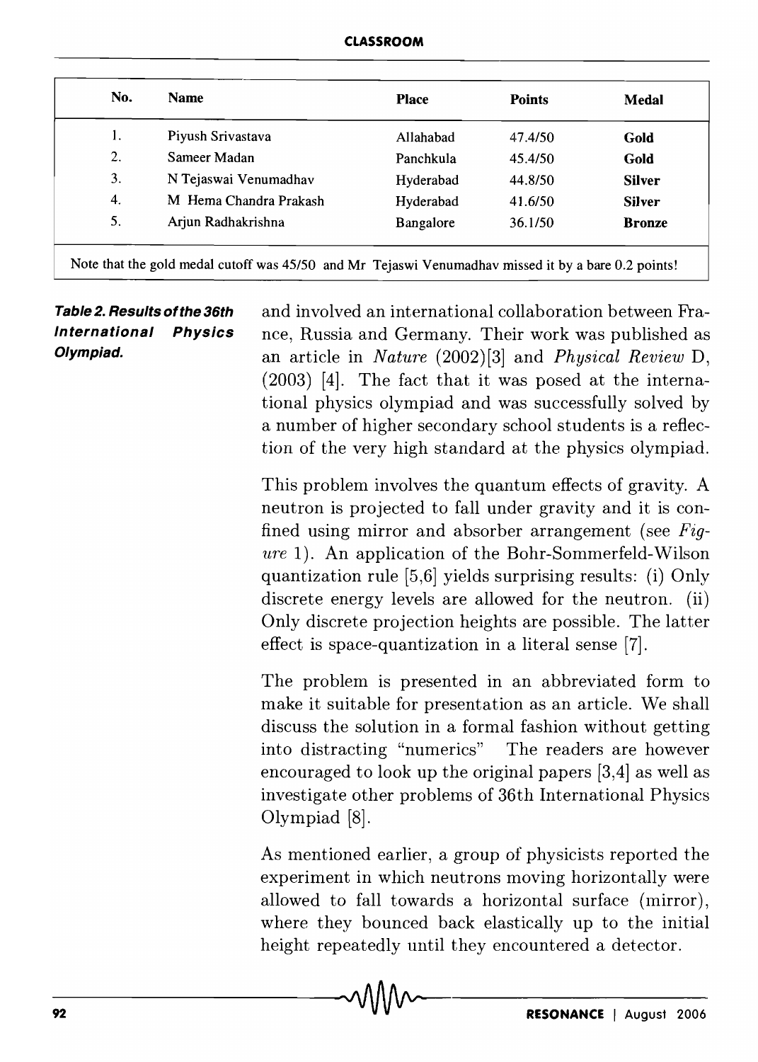| No. | Name | Place | Points | Medal |
|---|---|---|---|---|
| 1. | Piyush Srivastava | Allahabad | 47.4/50 | **Gold** |
| 2. | Sameer Madan | Panchkula | 45.4/50 | **Gold** |
| 3. | N Tejaswai Venumadhav | Hyderabad | 44.8/50 | **Silver** |
| 4. | M Hema Chandra Prakash | Hyderabad | 41.6/50 | **Silver** |
| 5. | Arjun Radhakrishna | Bangalore | 36.1/50 | **Bronze** |

Note that the gold medal cutoff was 45/50 and Mr Tejaswi Venumadhav missed it by a bare 0.2 points!

***Table 2. Results of the 36th International Physics Olympiad.***

and involved an international collaboration between France, Russia and Germany. Their work was published as an article in *Nature* (2002)[3] and *Physical Review* D, (2003) [4]. The fact that it was posed at the international physics olympiad and was successfully solved by a number of higher secondary school students is a reflection of the very high standard at the physics olympiad.

This problem involves the quantum effects of gravity. A neutron is projected to fall under gravity and it is confined using mirror and absorber arrangement (see *Figure* 1). An application of the Bohr-Sommerfeld-Wilson quantization rule [5,6] yields surprising results: (i) Only discrete energy levels are allowed for the neutron. (ii) Only discrete projection heights are possible. The latter effect is space-quantization in a literal sense [7].

The problem is presented in an abbreviated form to make it suitable for presentation as an article. We shall discuss the solution in a formal fashion without getting into distracting "numerics" The readers are however encouraged to look up the original papers [3,4] as well as investigate other problems of 36th International Physics Olympiad [8].

As mentioned earlier, a group of physicists reported the experiment in which neutrons moving horizontally were allowed to fall towards a horizontal surface (mirror), where they bounced back elastically up to the initial height repeatedly until they encountered a detector.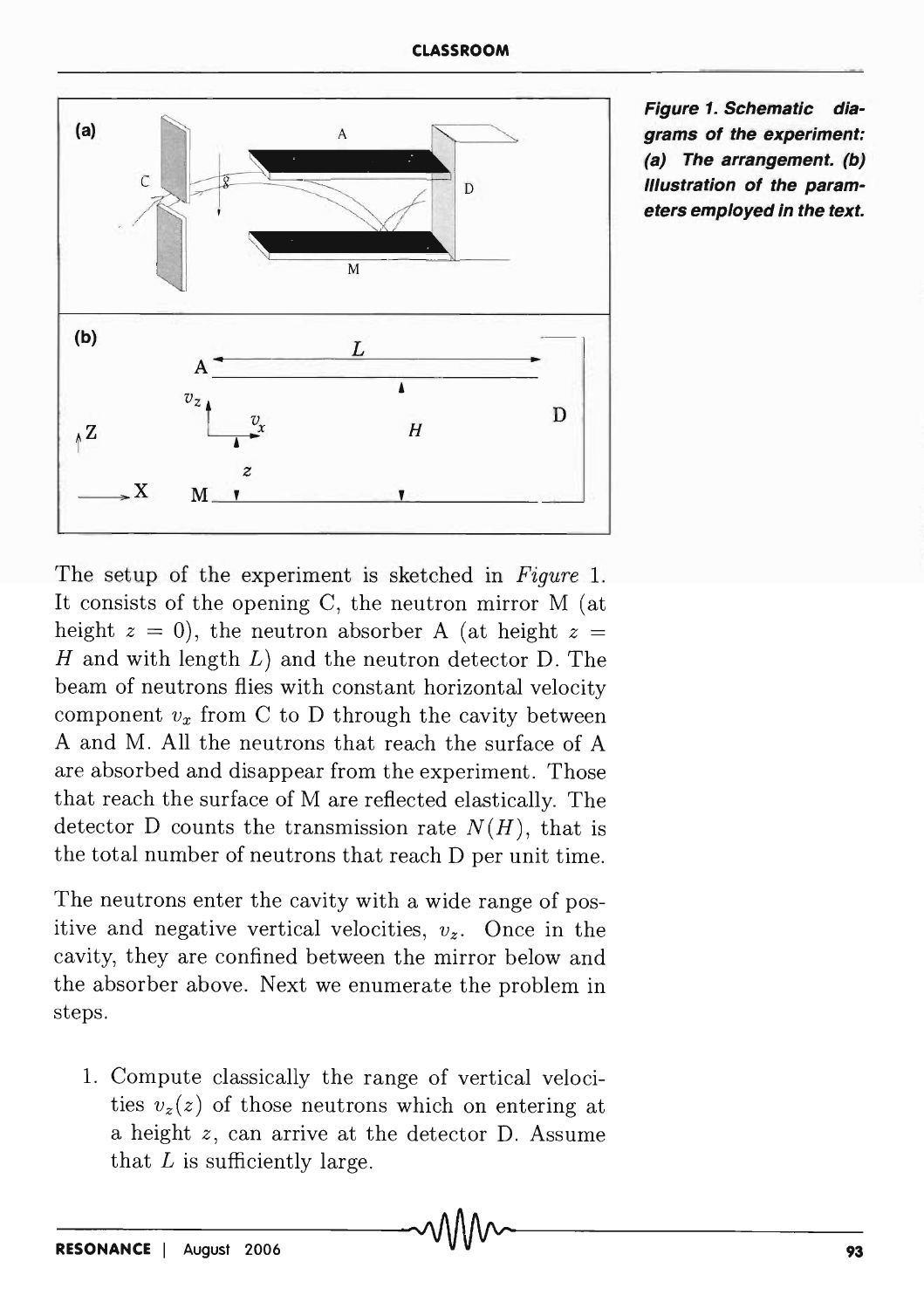**Figure 1. Schematic diagrams of the experiment: (a) The arrangement. (b) Illustration of the parameters employed in the text.**

The setup of the experiment is sketched in *Figure* 1. It consists of the opening C, the neutron mirror M (at height $z = 0$), the neutron absorber A (at height $z = H$ and with length $L$) and the neutron detector D. The beam of neutrons flies with constant horizontal velocity component $v_x$ from C to D through the cavity between A and M. All the neutrons that reach the surface of A are absorbed and disappear from the experiment. Those that reach the surface of M are reflected elastically. The detector D counts the transmission rate $N(H)$, that is the total number of neutrons that reach D per unit time.

The neutrons enter the cavity with a wide range of positive and negative vertical velocities, $v_z$. Once in the cavity, they are confined between the mirror below and the absorber above. Next we enumerate the problem in steps.

1. Compute classically the range of vertical velocities $v_z(z)$ of those neutrons which on entering at a height $z$, can arrive at the detector D. Assume that $L$ is sufficiently large.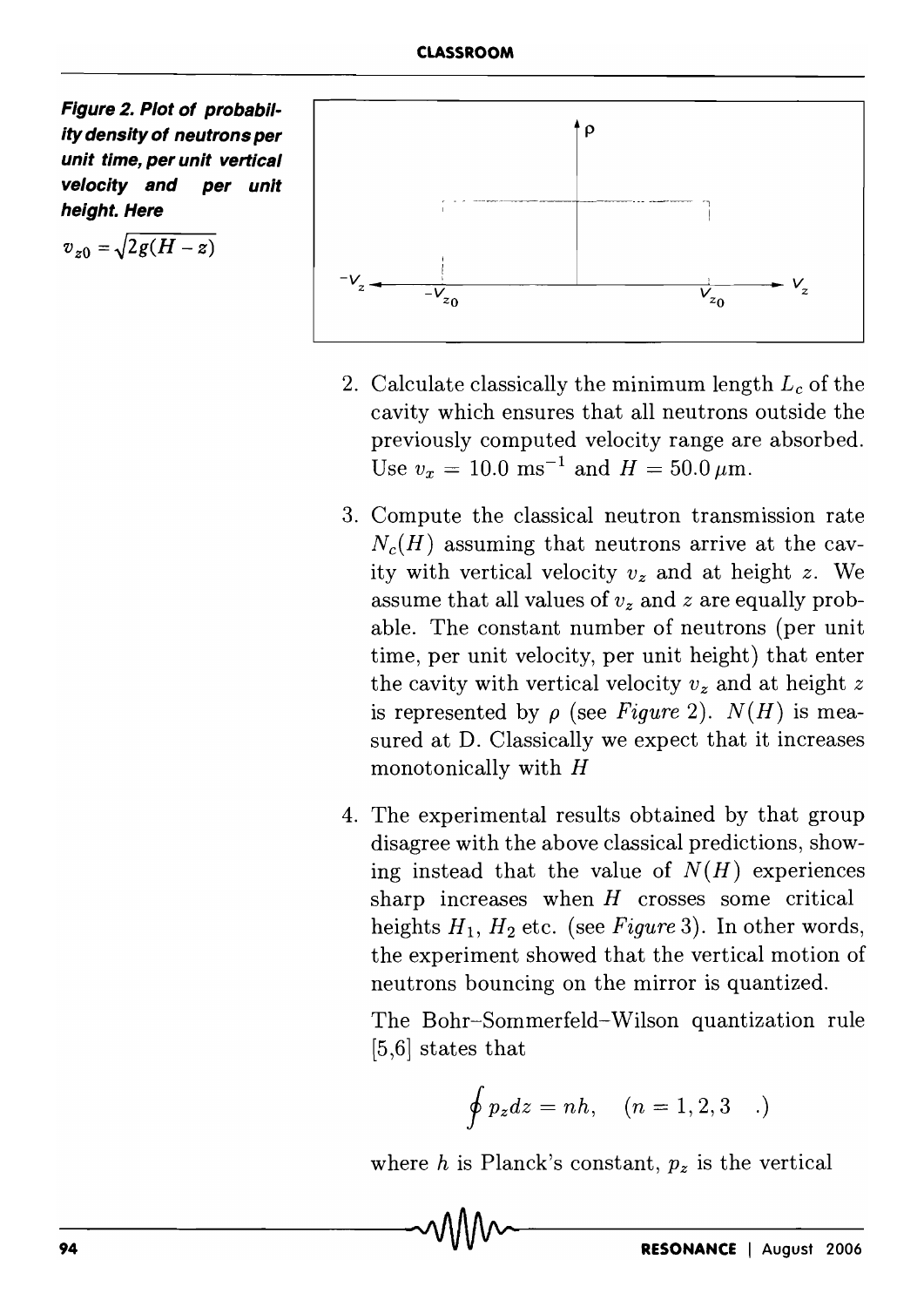**Figure 2. Plot of probability density of neutrons per unit time, per unit vertical velocity and per unit height. Here**

$v_{z0} = \sqrt{2g(H - z)}$

2. Calculate classically the minimum length $L_c$ of the cavity which ensures that all neutrons outside the previously computed velocity range are absorbed. Use $v_x = 10.0 \text{ ms}^{-1}$ and $H = 50.0\,\mu\text{m}$.

3. Compute the classical neutron transmission rate $N_c(H)$ assuming that neutrons arrive at the cavity with vertical velocity $v_z$ and at height $z$. We assume that all values of $v_z$ and $z$ are equally probable. The constant number of neutrons (per unit time, per unit velocity, per unit height) that enter the cavity with vertical velocity $v_z$ and at height $z$ is represented by $\rho$ (see *Figure* 2). $N(H)$ is measured at D. Classically we expect that it increases monotonically with $H$

4. The experimental results obtained by that group disagree with the above classical predictions, showing instead that the value of $N(H)$ experiences sharp increases when $H$ crosses some critical heights $H_1$, $H_2$ etc. (see *Figure* 3). In other words, the experiment showed that the vertical motion of neutrons bouncing on the mirror is quantized.

   The Bohr–Sommerfeld–Wilson quantization rule [5,6] states that

$$\oint p_z dz = nh, \quad (n = 1, 2, 3 \quad .)$$

   where $h$ is Planck's constant, $p_z$ is the vertical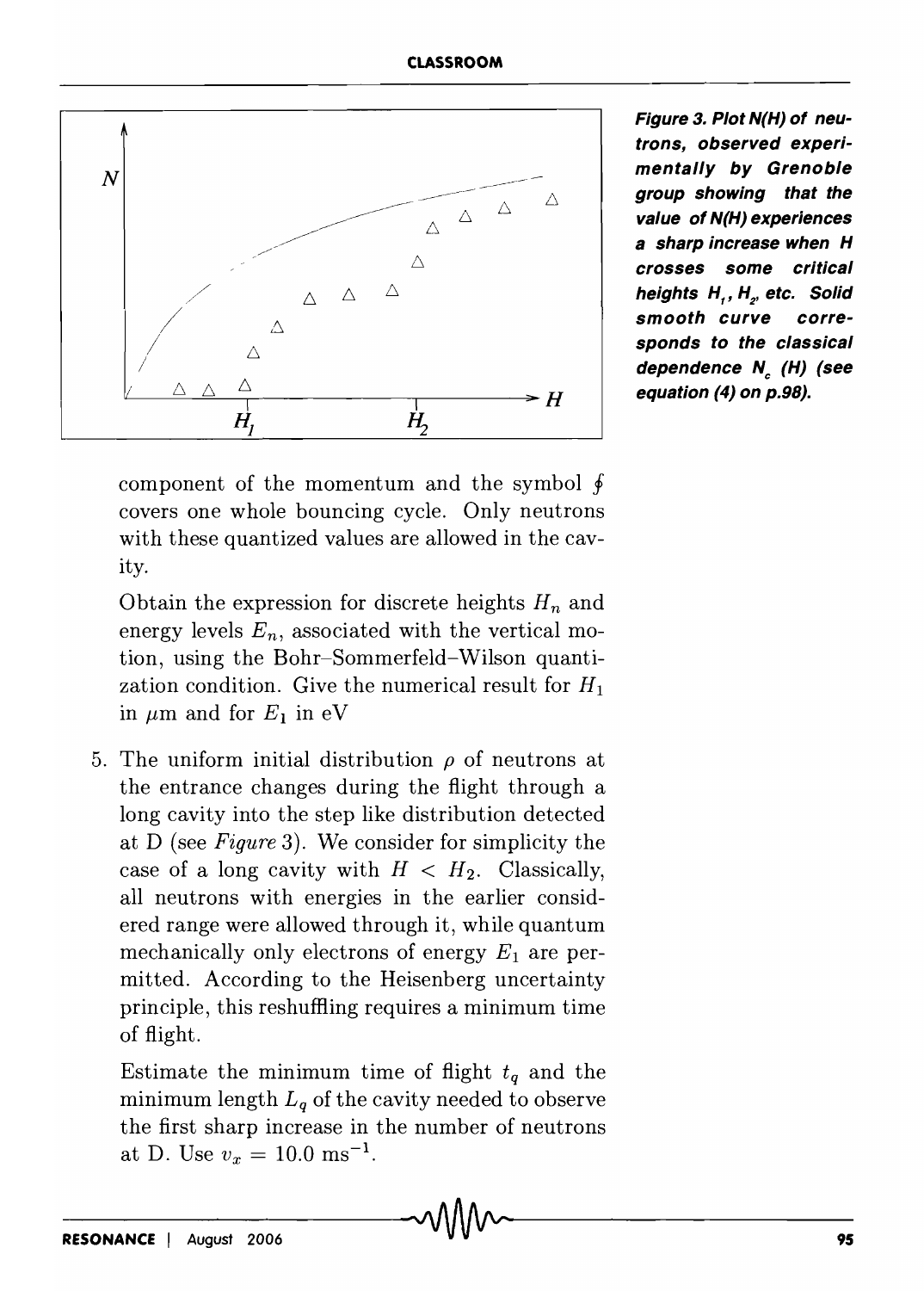Figure 3. Plot N(H) of neutrons, observed experimentally by Grenoble group showing that the value of N(H) experiences a sharp increase when H crosses some critical heights $H_1$, $H_2$, etc. Solid smooth curve corresponds to the classical dependence $N_c$ (H) (see equation (4) on p.98).

component of the momentum and the symbol $\oint$ covers one whole bouncing cycle. Only neutrons with these quantized values are allowed in the cavity.

Obtain the expression for discrete heights $H_n$ and energy levels $E_n$, associated with the vertical motion, using the Bohr–Sommerfeld–Wilson quantization condition. Give the numerical result for $H_1$ in $\mu$m and for $E_1$ in eV

5. The uniform initial distribution $\rho$ of neutrons at the entrance changes during the flight through a long cavity into the step like distribution detected at D (see *Figure* 3). We consider for simplicity the case of a long cavity with $H < H_2$. Classically, all neutrons with energies in the earlier considered range were allowed through it, while quantum mechanically only electrons of energy $E_1$ are permitted. According to the Heisenberg uncertainty principle, this reshuffling requires a minimum time of flight.

   Estimate the minimum time of flight $t_q$ and the minimum length $L_q$ of the cavity needed to observe the first sharp increase in the number of neutrons at D. Use $v_x = 10.0 \text{ ms}^{-1}$.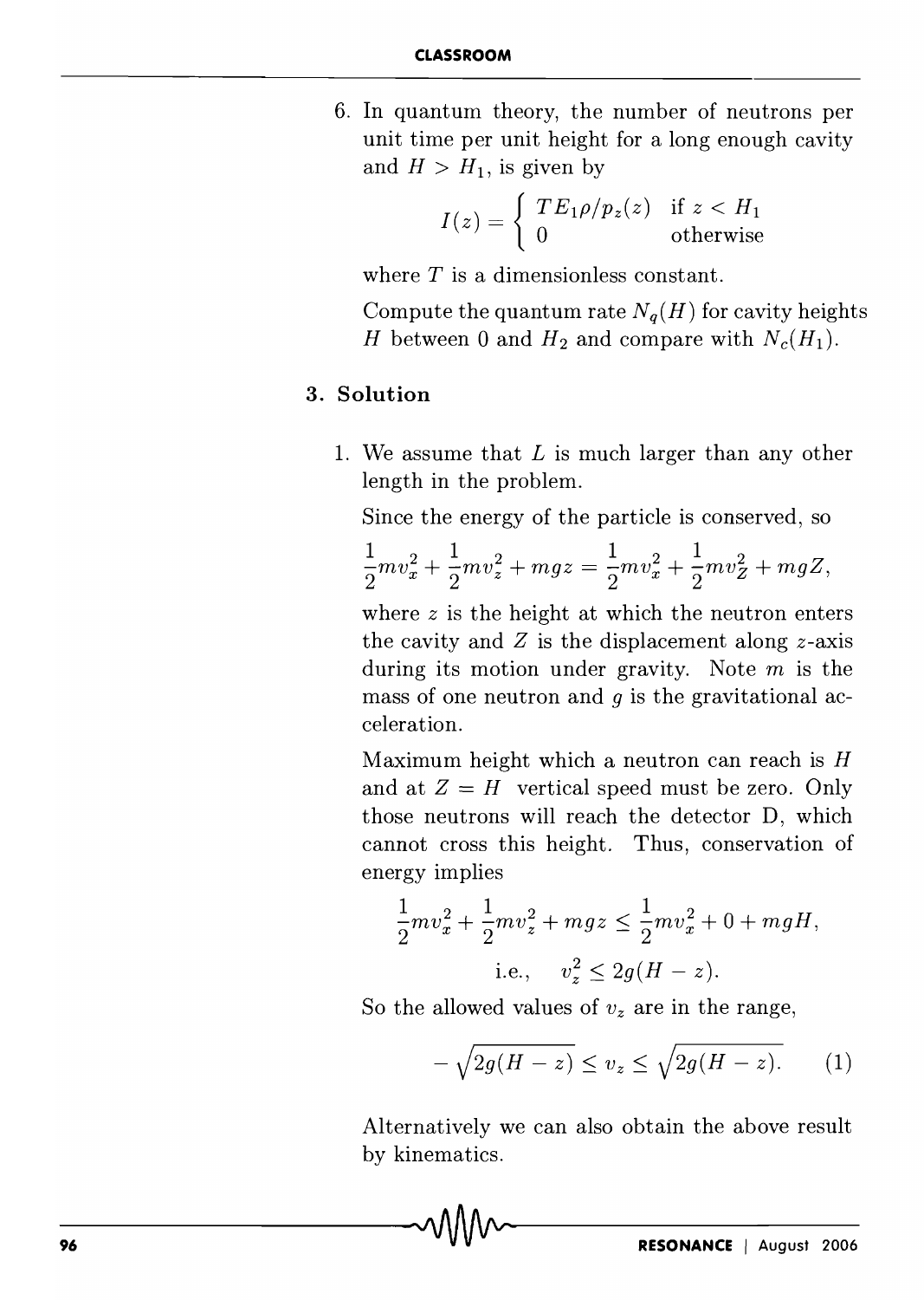6. In quantum theory, the number of neutrons per unit time per unit height for a long enough cavity and $H > H_1$, is given by

$$I(z) = \begin{cases} TE_1\rho/p_z(z) & \text{if } z < H_1 \\ 0 & \text{otherwise} \end{cases}$$

where $T$ is a dimensionless constant.

Compute the quantum rate $N_q(H)$ for cavity heights $H$ between 0 and $H_2$ and compare with $N_c(H_1)$.

## 3. Solution

1. We assume that $L$ is much larger than any other length in the problem.

Since the energy of the particle is conserved, so

$$\frac{1}{2}mv_x^2 + \frac{1}{2}mv_z^2 + mgz = \frac{1}{2}mv_x^2 + \frac{1}{2}mv_Z^2 + mgZ,$$

where $z$ is the height at which the neutron enters the cavity and $Z$ is the displacement along $z$-axis during its motion under gravity. Note $m$ is the mass of one neutron and $g$ is the gravitational acceleration.

Maximum height which a neutron can reach is $H$ and at $Z = H$ vertical speed must be zero. Only those neutrons will reach the detector D, which cannot cross this height. Thus, conservation of energy implies

$$\frac{1}{2}mv_x^2 + \frac{1}{2}mv_z^2 + mgz \leq \frac{1}{2}mv_x^2 + 0 + mgH,$$

$$\text{i.e.,} \quad v_z^2 \leq 2g(H - z).$$

So the allowed values of $v_z$ are in the range,

$$-\sqrt{2g(H-z)} \leq v_z \leq \sqrt{2g(H-z)}. \qquad (1)$$

Alternatively we can also obtain the above result by kinematics.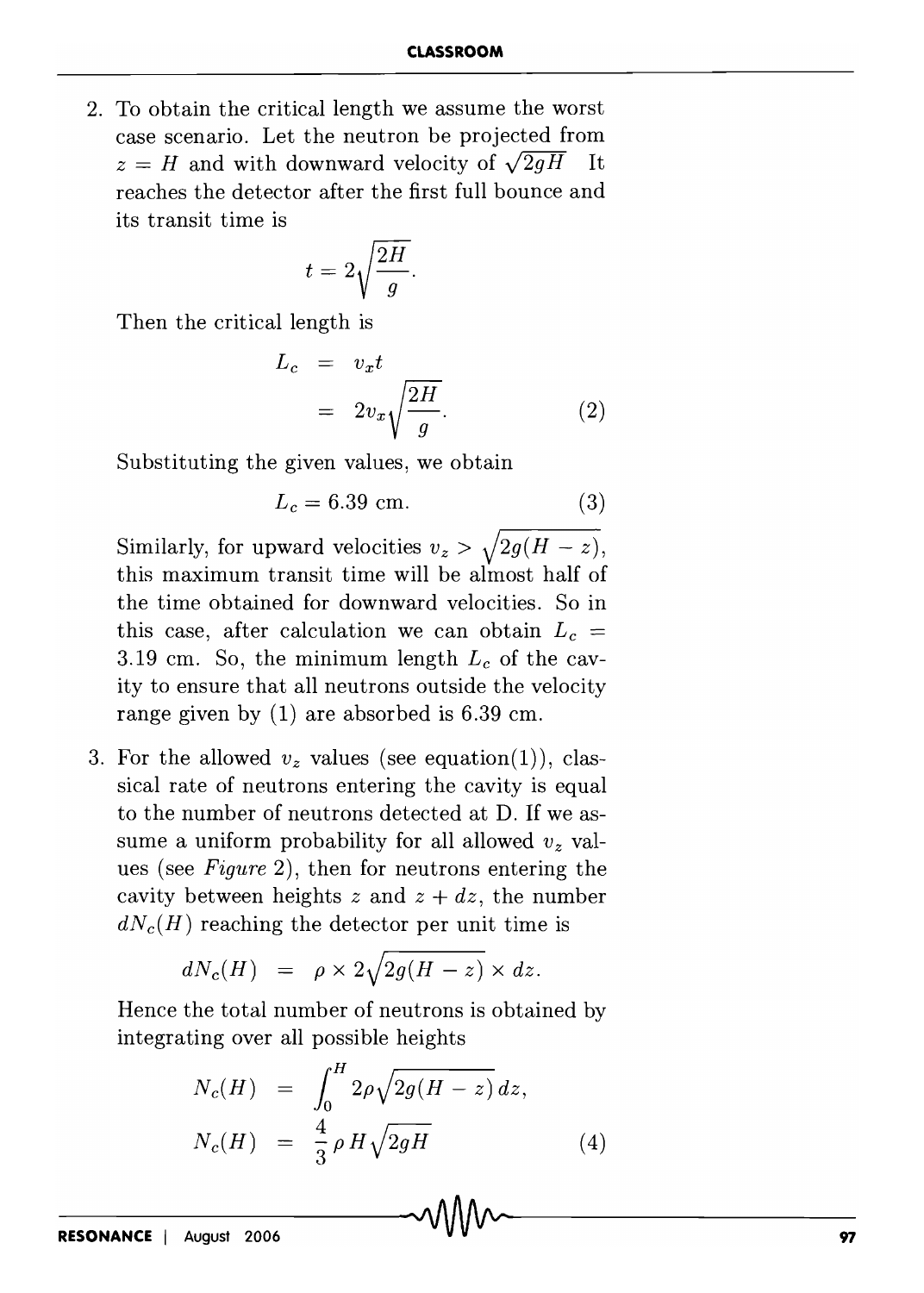2. To obtain the critical length we assume the worst case scenario. Let the neutron be projected from $z = H$ and with downward velocity of $\sqrt{2gH}$ It reaches the detector after the first full bounce and its transit time is

$$t = 2\sqrt{\frac{2H}{g}}.$$

Then the critical length is

$$\begin{aligned} L_c &= v_x t \\ &= 2v_x\sqrt{\frac{2H}{g}}. \end{aligned} \tag{2}$$

Substituting the given values, we obtain

$$L_c = 6.39 \text{ cm}. \tag{3}$$

Similarly, for upward velocities $v_z > \sqrt{2g(H-z)}$, this maximum transit time will be almost half of the time obtained for downward velocities. So in this case, after calculation we can obtain $L_c = 3.19$ cm. So, the minimum length $L_c$ of the cavity to ensure that all neutrons outside the velocity range given by (1) are absorbed is 6.39 cm.

3. For the allowed $v_z$ values (see equation(1)), classical rate of neutrons entering the cavity is equal to the number of neutrons detected at D. If we assume a uniform probability for all allowed $v_z$ values (see *Figure* 2), then for neutrons entering the cavity between heights $z$ and $z + dz$, the number $dN_c(H)$ reaching the detector per unit time is

$$dN_c(H) = \rho \times 2\sqrt{2g(H-z)} \times dz.$$

Hence the total number of neutrons is obtained by integrating over all possible heights

$$\begin{aligned} N_c(H) &= \int_0^H 2\rho\sqrt{2g(H-z)}\,dz, \\ N_c(H) &= \frac{4}{3}\rho\, H\sqrt{2gH} \end{aligned} \tag{4}$$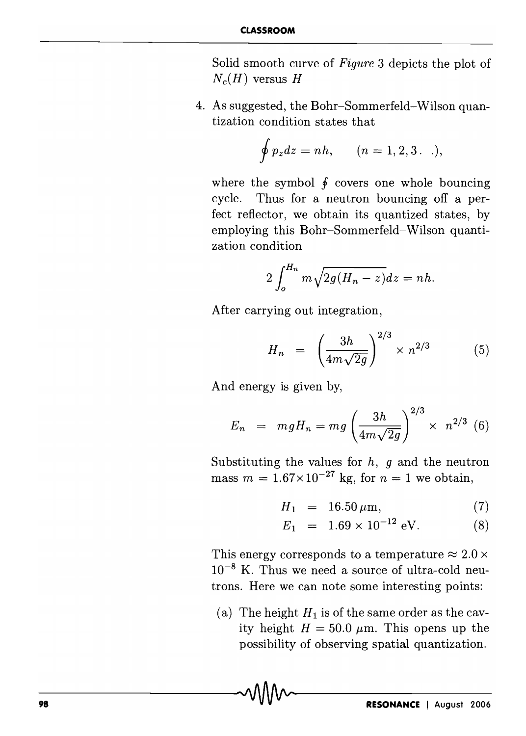Solid smooth curve of *Figure* 3 depicts the plot of $N_c(H)$ versus $H$

4. As suggested, the Bohr–Sommerfeld–Wilson quantization condition states that

$$\oint p_z dz = nh, \qquad (n = 1, 2, 3 . \;.),$$

where the symbol $\oint$ covers one whole bouncing cycle. Thus for a neutron bouncing off a perfect reflector, we obtain its quantized states, by employing this Bohr–Sommerfeld–Wilson quantization condition

$$2\int_o^{H_n} m\sqrt{2g(H_n - z)}dz = nh.$$

After carrying out integration,

$$H_n = \left(\frac{3h}{4m\sqrt{2g}}\right)^{2/3} \times n^{2/3} \qquad (5)$$

And energy is given by,

$$E_n = mgH_n = mg\left(\frac{3h}{4m\sqrt{2g}}\right)^{2/3} \times n^{2/3} \quad (6)$$

Substituting the values for $h$, $g$ and the neutron mass $m = 1.67 \times 10^{-27}$ kg, for $n = 1$ we obtain,

$$H_1 = 16.50\,\mu\text{m}, \qquad (7)$$

$$E_1 = 1.69 \times 10^{-12}\text{ eV}. \qquad (8)$$

This energy corresponds to a temperature $\approx 2.0 \times 10^{-8}$ K. Thus we need a source of ultra-cold neutrons. Here we can note some interesting points:

(a) The height $H_1$ is of the same order as the cavity height $H = 50.0\ \mu$m. This opens up the possibility of observing spatial quantization.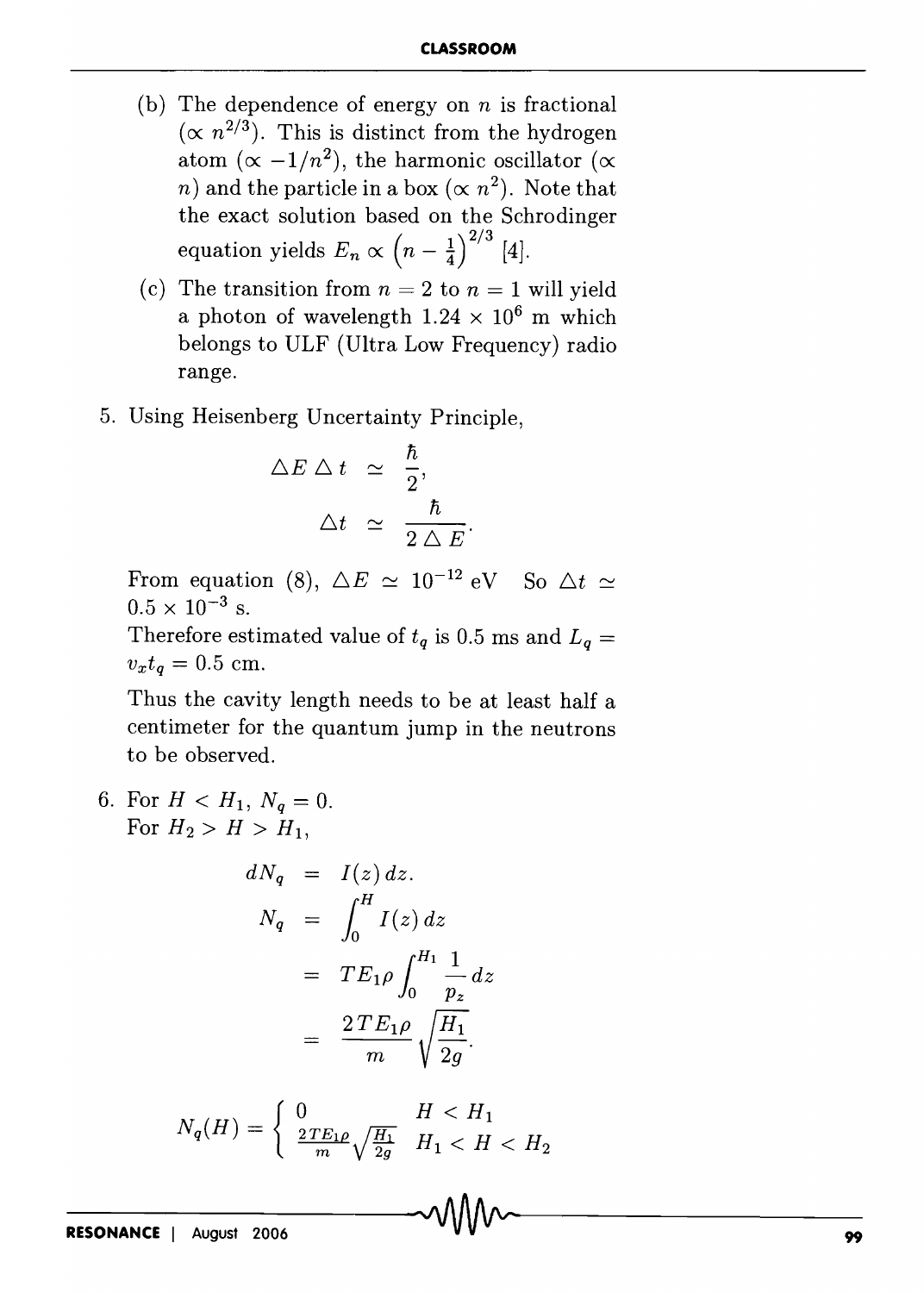(b) The dependence of energy on $n$ is fractional ($\propto n^{2/3}$). This is distinct from the hydrogen atom ($\propto -1/n^2$), the harmonic oscillator ($\propto n$) and the particle in a box ($\propto n^2$). Note that the exact solution based on the Schrodinger equation yields $E_n \propto \left(n - \frac{1}{4}\right)^{2/3}$ [4].

(c) The transition from $n = 2$ to $n = 1$ will yield a photon of wavelength $1.24 \times 10^6$ m which belongs to ULF (Ultra Low Frequency) radio range.

5. Using Heisenberg Uncertainty Principle,

$$\begin{aligned} \triangle E \triangle t &\simeq \frac{\hbar}{2}, \\ \triangle t &\simeq \frac{\hbar}{2 \triangle E}. \end{aligned}$$

From equation (8), $\triangle E \simeq 10^{-12}$ eV So $\triangle t \simeq 0.5 \times 10^{-3}$ s.

Therefore estimated value of $t_q$ is 0.5 ms and $L_q = v_x t_q = 0.5$ cm.

Thus the cavity length needs to be at least half a centimeter for the quantum jump in the neutrons to be observed.

6. For $H < H_1$, $N_q = 0$.
For $H_2 > H > H_1$,

$$\begin{aligned} dN_q &= I(z)\, dz. \\ N_q &= \int_0^H I(z)\, dz \\ &= TE_1 \rho \int_0^{H_1} \frac{1}{p_z} dz \\ &= \frac{2TE_1\rho}{m} \sqrt{\frac{H_1}{2g}}. \end{aligned}$$

$$N_q(H) = \begin{cases} 0 & H < H_1 \\ \frac{2TE_1\rho}{m}\sqrt{\frac{H_1}{2g}} & H_1 < H < H_2 \end{cases}$$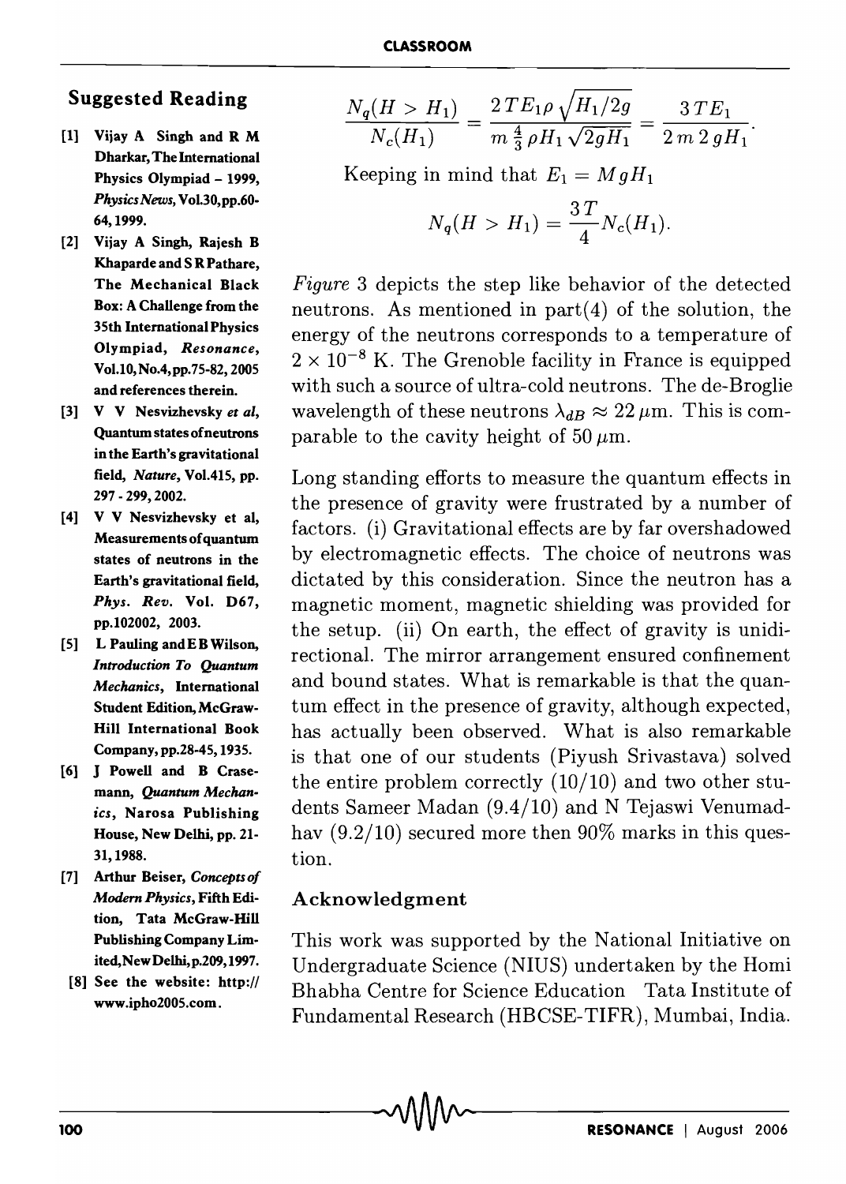$$\frac{N_q(H > H_1)}{N_c(H_1)} = \frac{2\,T E_1 \rho\,\sqrt{H_1/2g}}{m\,\frac{4}{3}\,\rho H_1\,\sqrt{2gH_1}} = \frac{3\,T E_1}{2\,m\,2\,gH_1}.$$

Keeping in mind that $E_1 = MgH_1$

$$N_q(H > H_1) = \frac{3\,T}{4} N_c(H_1).$$

*Figure* 3 depicts the step like behavior of the detected neutrons. As mentioned in part(4) of the solution, the energy of the neutrons corresponds to a temperature of $2 \times 10^{-8}$ K. The Grenoble facility in France is equipped with such a source of ultra-cold neutrons. The de-Broglie wavelength of these neutrons $\lambda_{dB} \approx 22\,\mu$m. This is comparable to the cavity height of $50\,\mu$m.

Long standing efforts to measure the quantum effects in the presence of gravity were frustrated by a number of factors. (i) Gravitational effects are by far overshadowed by electromagnetic effects. The choice of neutrons was dictated by this consideration. Since the neutron has a magnetic moment, magnetic shielding was provided for the setup. (ii) On earth, the effect of gravity is unidirectional. The mirror arrangement ensured confinement and bound states. What is remarkable is that the quantum effect in the presence of gravity, although expected, has actually been observed. What is also remarkable is that one of our students (Piyush Srivastava) solved the entire problem correctly (10/10) and two other students Sameer Madan (9.4/10) and N Tejaswi Venumadhav (9.2/10) secured more then 90% marks in this question.

## Acknowledgment

This work was supported by the National Initiative on Undergraduate Science (NIUS) undertaken by the Homi Bhabha Centre for Science Education Tata Institute of Fundamental Research (HBCSE-TIFR), Mumbai, India.

## Suggested Reading

[1] Vijay A Singh and R M Dharkar, The International Physics Olympiad – 1999, *Physics News*, Vol.30, pp.60-64, 1999.

[2] Vijay A Singh, Rajesh B Khaparde and S R Pathare, The Mechanical Black Box: A Challenge from the 35th International Physics Olympiad, *Resonance*, Vol.10, No.4, pp.75-82, 2005 and references therein.

[3] V V Nesvizhevsky *et al*, Quantum states of neutrons in the Earth's gravitational field, *Nature*, Vol.415, pp. 297 - 299, 2002.

[4] V V Nesvizhevsky et al, Measurements of quantum states of neutrons in the Earth's gravitational field, *Phys. Rev.* Vol. D67, pp.102002, 2003.

[5] L Pauling and E B Wilson, *Introduction To Quantum Mechanics*, International Student Edition, McGraw-Hill International Book Company, pp.28-45, 1935.

[6] J Powell and B Crasemann, *Quantum Mechanics*, Narosa Publishing House, New Delhi, pp. 21-31, 1988.

[7] Arthur Beiser, *Concepts of Modern Physics*, Fifth Edition, Tata McGraw-Hill Publishing Company Limited, New Delhi, p.209, 1997.

[8] See the website: http://www.ipho2005.com.